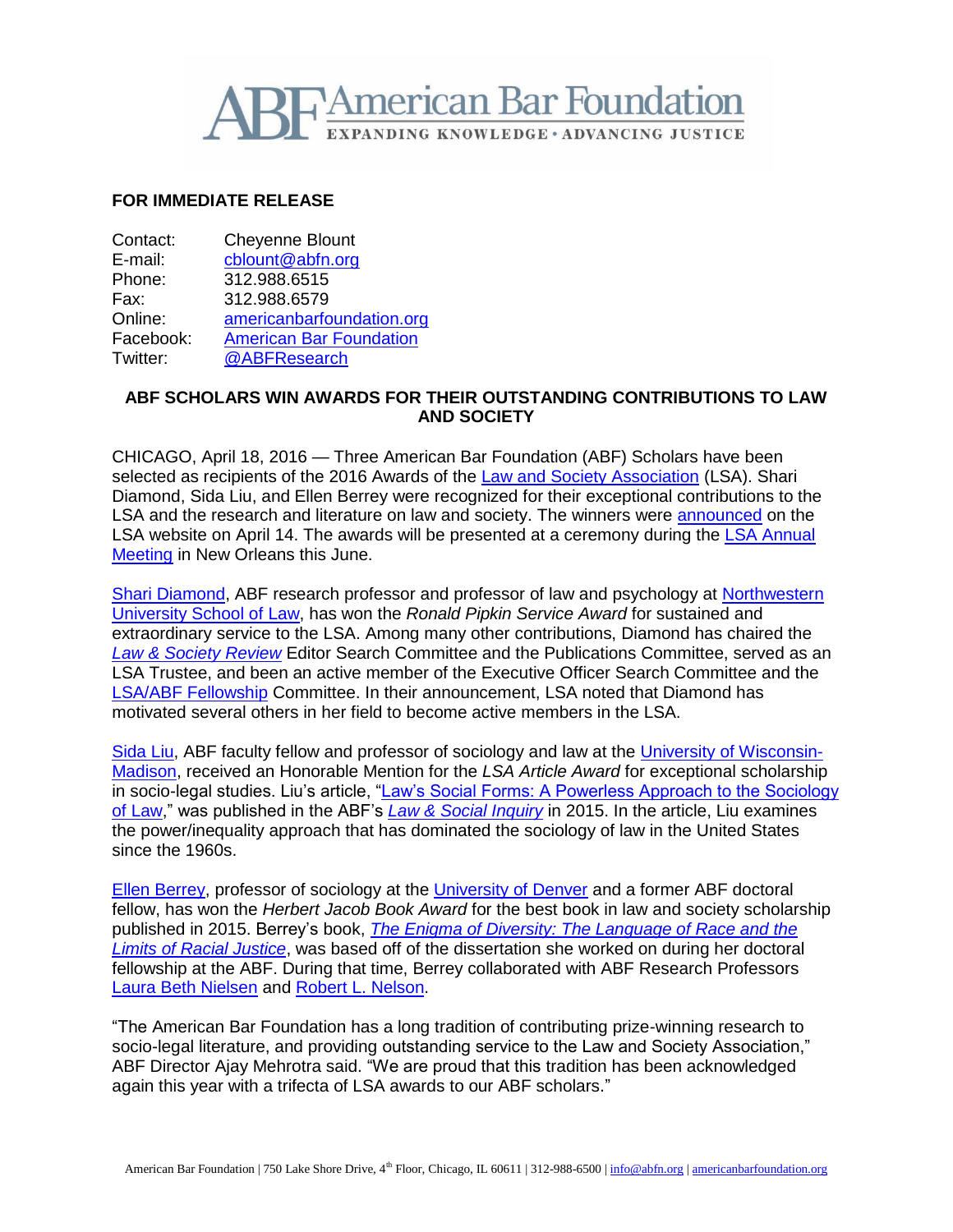American Bar Foundation
EXPANDING KNOWLEDGE • ADVANCING JUSTICE

**FOR IMMEDIATE RELEASE**

| | |
|---|---|
| Contact: | Cheyenne Blount |
| E-mail: | cblount@abfn.org |
| Phone: | 312.988.6515 |
| Fax: | 312.988.6579 |
| Online: | americanbarfoundation.org |
| Facebook: | American Bar Foundation |
| Twitter: | @ABFResearch |

## ABF SCHOLARS WIN AWARDS FOR THEIR OUTSTANDING CONTRIBUTIONS TO LAW AND SOCIETY

CHICAGO, April 18, 2016 — Three American Bar Foundation (ABF) Scholars have been selected as recipients of the 2016 Awards of the Law and Society Association (LSA). Shari Diamond, Sida Liu, and Ellen Berrey were recognized for their exceptional contributions to the LSA and the research and literature on law and society. The winners were announced on the LSA website on April 14. The awards will be presented at a ceremony during the LSA Annual Meeting in New Orleans this June.

Shari Diamond, ABF research professor and professor of law and psychology at Northwestern University School of Law, has won the *Ronald Pipkin Service Award* for sustained and extraordinary service to the LSA. Among many other contributions, Diamond has chaired the *Law & Society Review* Editor Search Committee and the Publications Committee, served as an LSA Trustee, and been an active member of the Executive Officer Search Committee and the LSA/ABF Fellowship Committee. In their announcement, LSA noted that Diamond has motivated several others in her field to become active members in the LSA.

Sida Liu, ABF faculty fellow and professor of sociology and law at the University of Wisconsin-Madison, received an Honorable Mention for the *LSA Article Award* for exceptional scholarship in socio-legal studies. Liu's article, "Law's Social Forms: A Powerless Approach to the Sociology of Law," was published in the ABF's *Law & Social Inquiry* in 2015. In the article, Liu examines the power/inequality approach that has dominated the sociology of law in the United States since the 1960s.

Ellen Berrey, professor of sociology at the University of Denver and a former ABF doctoral fellow, has won the *Herbert Jacob Book Award* for the best book in law and society scholarship published in 2015. Berrey's book, *The Enigma of Diversity: The Language of Race and the Limits of Racial Justice*, was based off of the dissertation she worked on during her doctoral fellowship at the ABF. During that time, Berrey collaborated with ABF Research Professors Laura Beth Nielsen and Robert L. Nelson.

"The American Bar Foundation has a long tradition of contributing prize-winning research to socio-legal literature, and providing outstanding service to the Law and Society Association," ABF Director Ajay Mehrotra said. "We are proud that this tradition has been acknowledged again this year with a trifecta of LSA awards to our ABF scholars."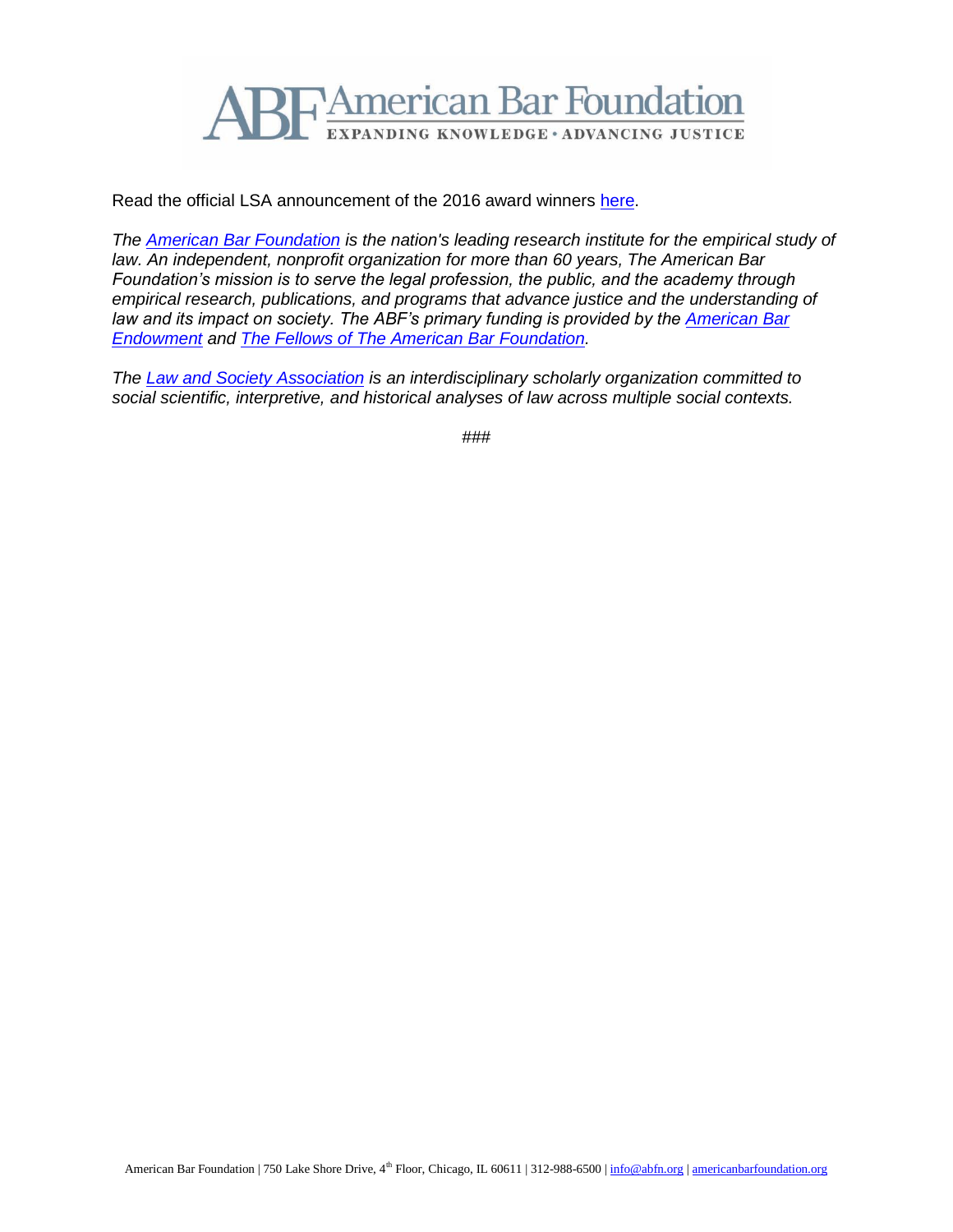Read the official LSA announcement of the 2016 award winners here.

*The American Bar Foundation is the nation's leading research institute for the empirical study of law. An independent, nonprofit organization for more than 60 years, The American Bar Foundation's mission is to serve the legal profession, the public, and the academy through empirical research, publications, and programs that advance justice and the understanding of law and its impact on society. The ABF's primary funding is provided by the American Bar Endowment and The Fellows of The American Bar Foundation.*

*The Law and Society Association is an interdisciplinary scholarly organization committed to social scientific, interpretive, and historical analyses of law across multiple social contexts.*

###